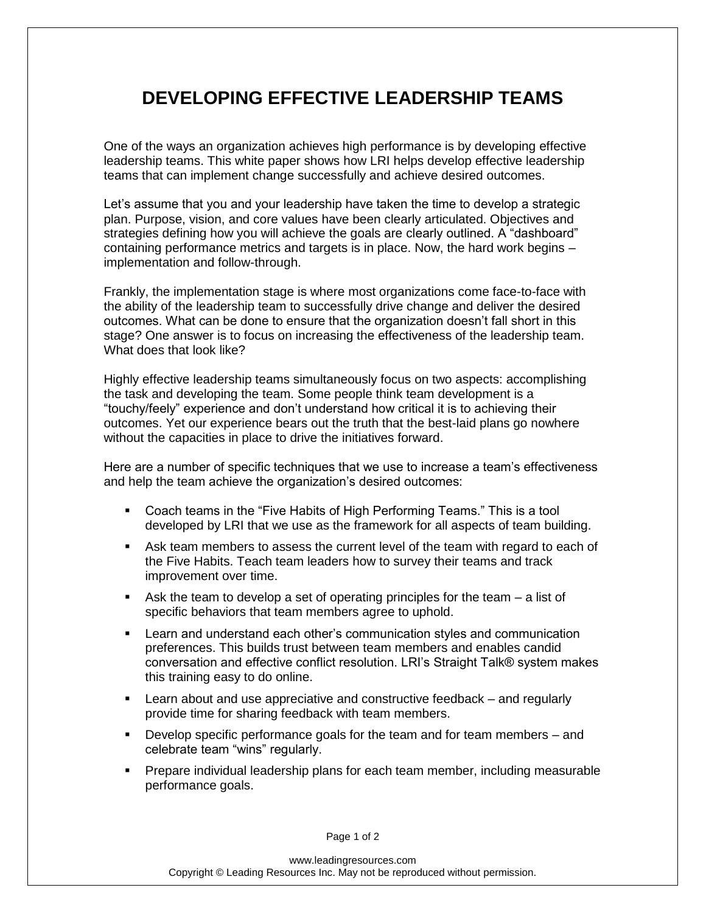# DEVELOPING EFFECTIVE LEADERSHIP TEAMS

One of the ways an organization achieves high performance is by developing effective leadership teams. This white paper shows how LRI helps develop effective leadership teams that can implement change successfully and achieve desired outcomes.

Let's assume that you and your leadership have taken the time to develop a strategic plan. Purpose, vision, and core values have been clearly articulated. Objectives and strategies defining how you will achieve the goals are clearly outlined. A "dashboard" containing performance metrics and targets is in place. Now, the hard work begins – implementation and follow-through.

Frankly, the implementation stage is where most organizations come face-to-face with the ability of the leadership team to successfully drive change and deliver the desired outcomes. What can be done to ensure that the organization doesn't fall short in this stage? One answer is to focus on increasing the effectiveness of the leadership team. What does that look like?

Highly effective leadership teams simultaneously focus on two aspects: accomplishing the task and developing the team. Some people think team development is a "touchy/feely" experience and don't understand how critical it is to achieving their outcomes. Yet our experience bears out the truth that the best-laid plans go nowhere without the capacities in place to drive the initiatives forward.

Here are a number of specific techniques that we use to increase a team's effectiveness and help the team achieve the organization's desired outcomes:

- Coach teams in the "Five Habits of High Performing Teams." This is a tool developed by LRI that we use as the framework for all aspects of team building.
- Ask team members to assess the current level of the team with regard to each of the Five Habits. Teach team leaders how to survey their teams and track improvement over time.
- Ask the team to develop a set of operating principles for the team – a list of specific behaviors that team members agree to uphold.
- Learn and understand each other's communication styles and communication preferences. This builds trust between team members and enables candid conversation and effective conflict resolution. LRI's Straight Talk® system makes this training easy to do online.
- Learn about and use appreciative and constructive feedback – and regularly provide time for sharing feedback with team members.
- Develop specific performance goals for the team and for team members – and celebrate team "wins" regularly.
- Prepare individual leadership plans for each team member, including measurable performance goals.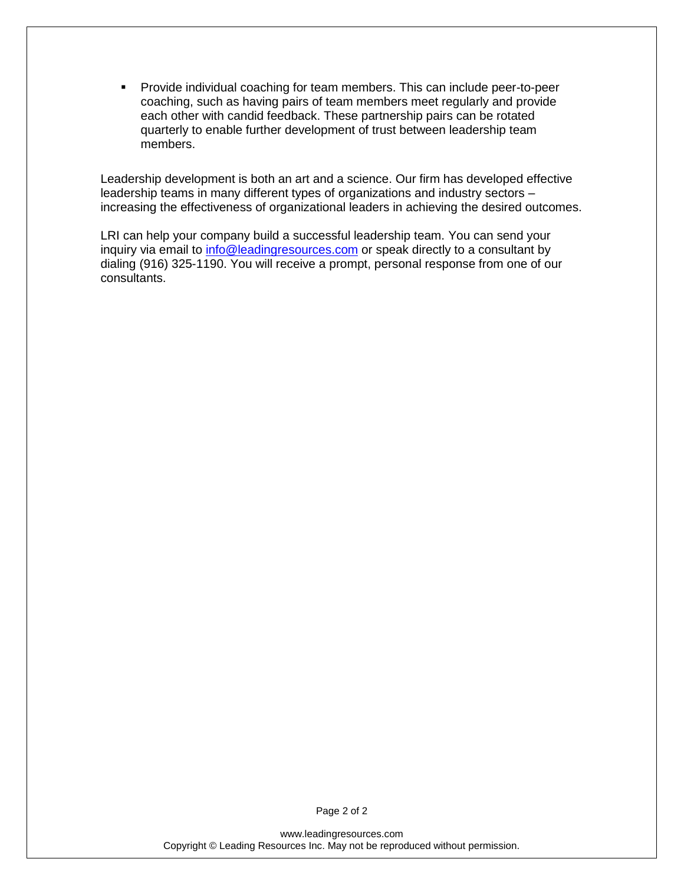- Provide individual coaching for team members. This can include peer-to-peer coaching, such as having pairs of team members meet regularly and provide each other with candid feedback. These partnership pairs can be rotated quarterly to enable further development of trust between leadership team members.

Leadership development is both an art and a science. Our firm has developed effective leadership teams in many different types of organizations and industry sectors – increasing the effectiveness of organizational leaders in achieving the desired outcomes.

LRI can help your company build a successful leadership team. You can send your inquiry via email to info@leadingresources.com or speak directly to a consultant by dialing (916) 325-1190. You will receive a prompt, personal response from one of our consultants.